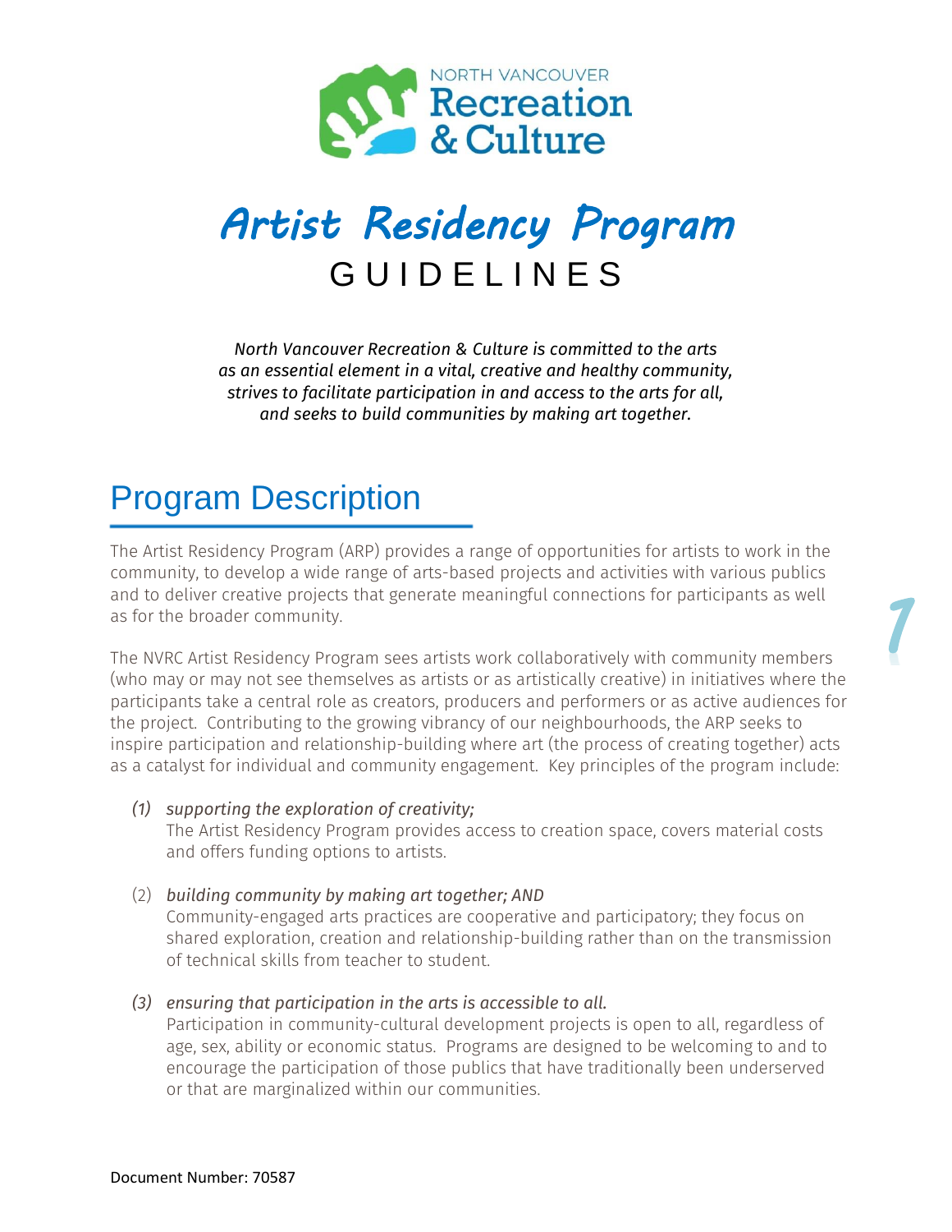NORTH VANCOUVER
Recreation
& Culture

# Artist Residency Program
GUIDELINES

*North Vancouver Recreation & Culture is committed to the arts as an essential element in a vital, creative and healthy community, strives to facilitate participation in and access to the arts for all, and seeks to build communities by making art together.*

## Program Description

The Artist Residency Program (ARP) provides a range of opportunities for artists to work in the community, to develop a wide range of arts-based projects and activities with various publics and to deliver creative projects that generate meaningful connections for participants as well as for the broader community.

The NVRC Artist Residency Program sees artists work collaboratively with community members (who may or may not see themselves as artists or as artistically creative) in initiatives where the participants take a central role as creators, producers and performers or as active audiences for the project. Contributing to the growing vibrancy of our neighbourhoods, the ARP seeks to inspire participation and relationship-building where art (the process of creating together) acts as a catalyst for individual and community engagement. Key principles of the program include:

*(1)* *supporting the exploration of creativity;*
The Artist Residency Program provides access to creation space, covers material costs and offers funding options to artists.

(2) *building community by making art together; AND*
Community-engaged arts practices are cooperative and participatory; they focus on shared exploration, creation and relationship-building rather than on the transmission of technical skills from teacher to student.

*(3)* *ensuring that participation in the arts is accessible to all.*
Participation in community-cultural development projects is open to all, regardless of age, sex, ability or economic status. Programs are designed to be welcoming to and to encourage the participation of those publics that have traditionally been underserved or that are marginalized within our communities.

Document Number: 70587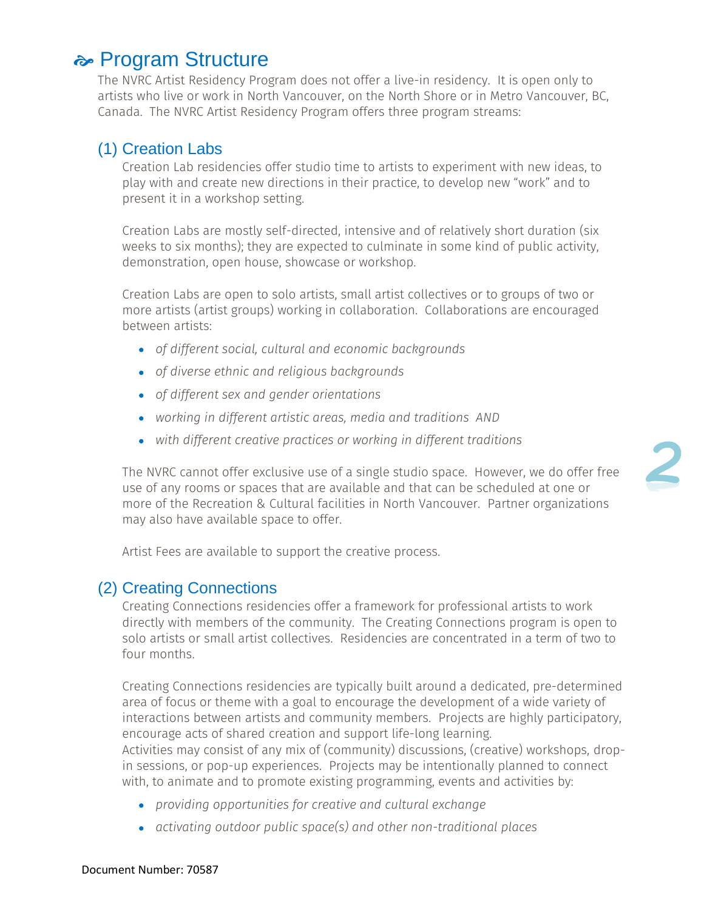## Program Structure

The NVRC Artist Residency Program does not offer a live-in residency. It is open only to artists who live or work in North Vancouver, on the North Shore or in Metro Vancouver, BC, Canada. The NVRC Artist Residency Program offers three program streams:

### (1) Creation Labs

Creation Lab residencies offer studio time to artists to experiment with new ideas, to play with and create new directions in their practice, to develop new "work" and to present it in a workshop setting.

Creation Labs are mostly self-directed, intensive and of relatively short duration (six weeks to six months); they are expected to culminate in some kind of public activity, demonstration, open house, showcase or workshop.

Creation Labs are open to solo artists, small artist collectives or to groups of two or more artists (artist groups) working in collaboration. Collaborations are encouraged between artists:

- *of different social, cultural and economic backgrounds*
- *of diverse ethnic and religious backgrounds*
- *of different sex and gender orientations*
- *working in different artistic areas, media and traditions AND*
- *with different creative practices or working in different traditions*

The NVRC cannot offer exclusive use of a single studio space. However, we do offer free use of any rooms or spaces that are available and that can be scheduled at one or more of the Recreation & Cultural facilities in North Vancouver. Partner organizations may also have available space to offer.

Artist Fees are available to support the creative process.

### (2) Creating Connections

Creating Connections residencies offer a framework for professional artists to work directly with members of the community. The Creating Connections program is open to solo artists or small artist collectives. Residencies are concentrated in a term of two to four months.

Creating Connections residencies are typically built around a dedicated, pre-determined area of focus or theme with a goal to encourage the development of a wide variety of interactions between artists and community members. Projects are highly participatory, encourage acts of shared creation and support life-long learning.
Activities may consist of any mix of (community) discussions, (creative) workshops, drop-in sessions, or pop-up experiences. Projects may be intentionally planned to connect with, to animate and to promote existing programming, events and activities by:

- *providing opportunities for creative and cultural exchange*
- *activating outdoor public space(s) and other non-traditional places*

Document Number: 70587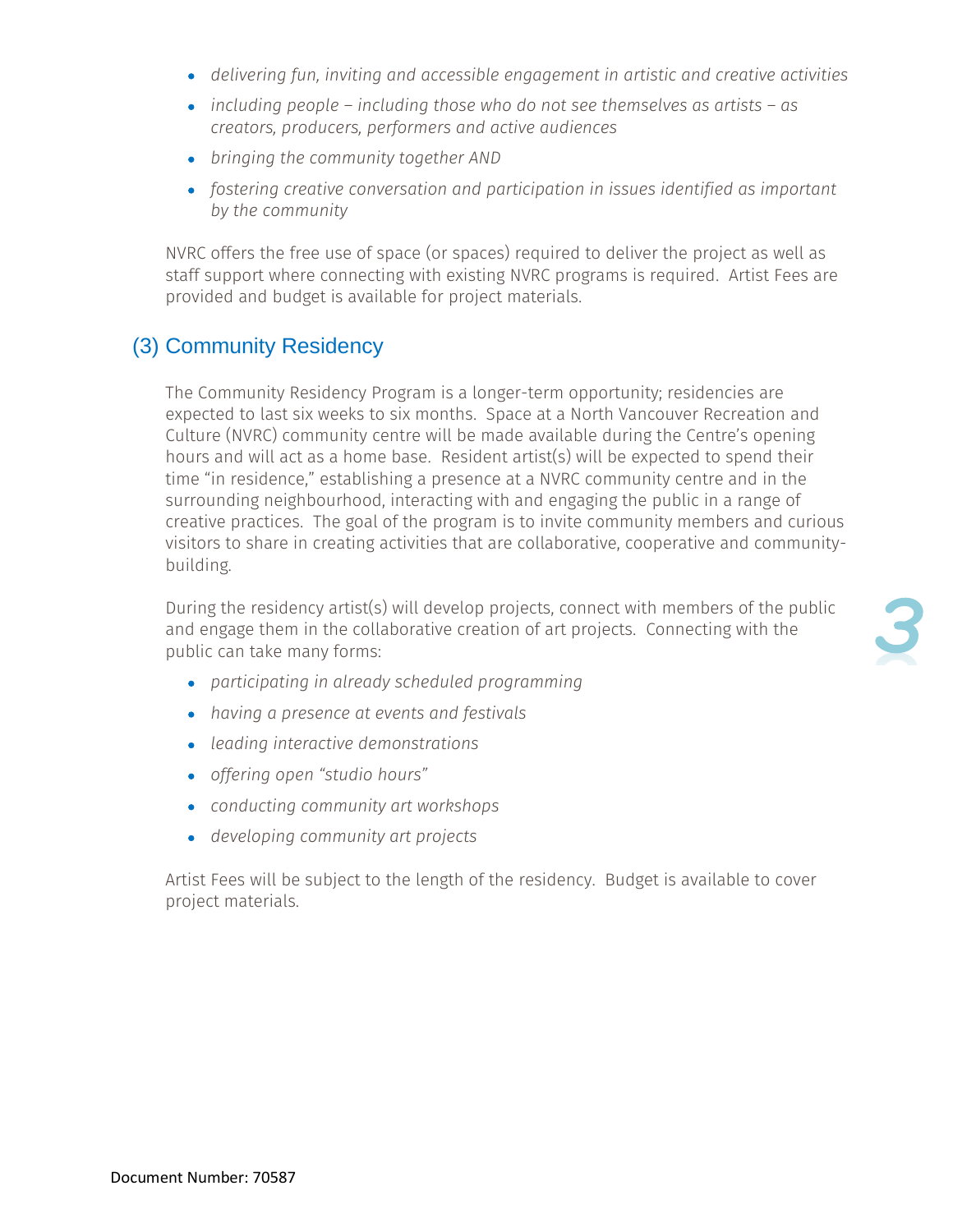- *delivering fun, inviting and accessible engagement in artistic and creative activities*
- *including people – including those who do not see themselves as artists – as creators, producers, performers and active audiences*
- *bringing the community together AND*
- *fostering creative conversation and participation in issues identified as important by the community*

NVRC offers the free use of space (or spaces) required to deliver the project as well as staff support where connecting with existing NVRC programs is required. Artist Fees are provided and budget is available for project materials.

## (3) Community Residency

The Community Residency Program is a longer-term opportunity; residencies are expected to last six weeks to six months. Space at a North Vancouver Recreation and Culture (NVRC) community centre will be made available during the Centre's opening hours and will act as a home base. Resident artist(s) will be expected to spend their time "in residence," establishing a presence at a NVRC community centre and in the surrounding neighbourhood, interacting with and engaging the public in a range of creative practices. The goal of the program is to invite community members and curious visitors to share in creating activities that are collaborative, cooperative and community-building.

During the residency artist(s) will develop projects, connect with members of the public and engage them in the collaborative creation of art projects. Connecting with the public can take many forms:

- *participating in already scheduled programming*
- *having a presence at events and festivals*
- *leading interactive demonstrations*
- *offering open "studio hours"*
- *conducting community art workshops*
- *developing community art projects*

Artist Fees will be subject to the length of the residency. Budget is available to cover project materials.

Document Number: 70587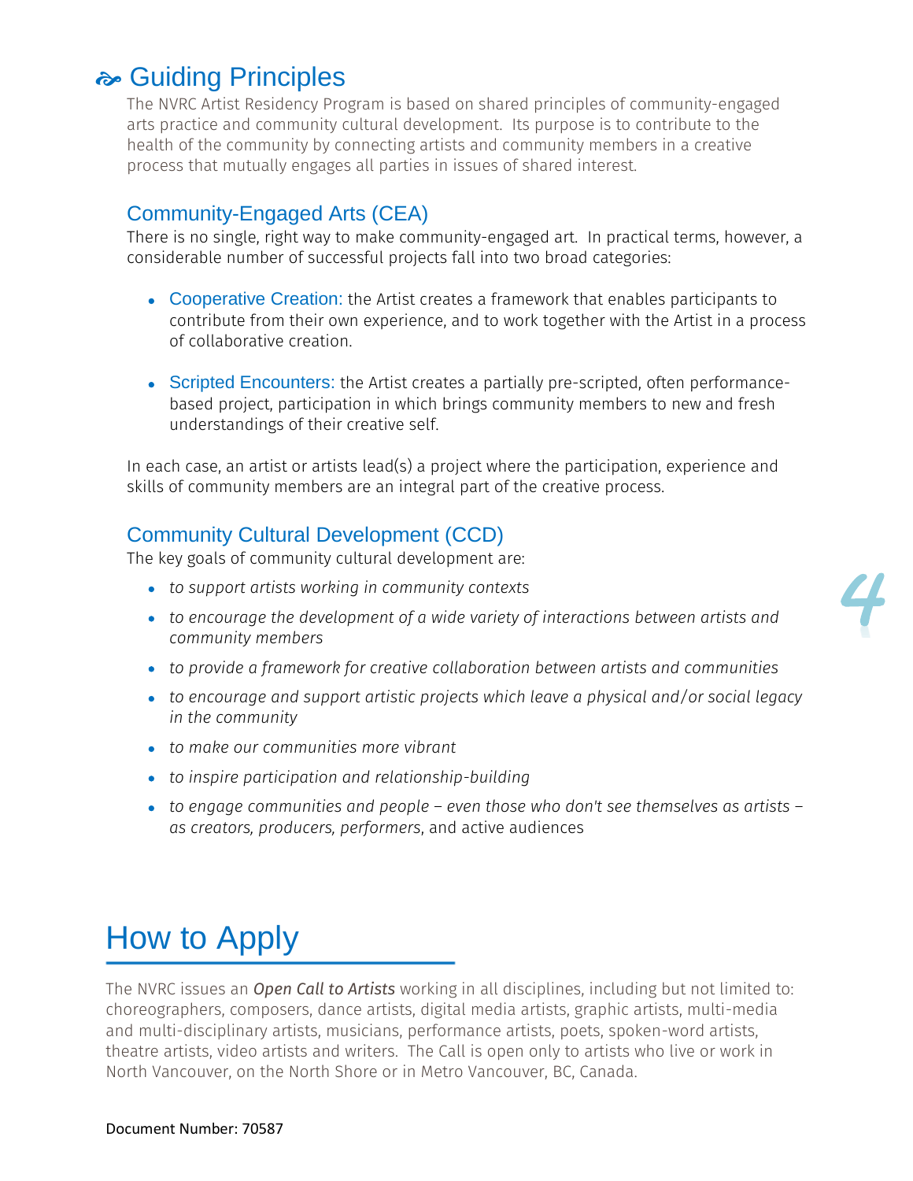## Guiding Principles

The NVRC Artist Residency Program is based on shared principles of community-engaged arts practice and community cultural development. Its purpose is to contribute to the health of the community by connecting artists and community members in a creative process that mutually engages all parties in issues of shared interest.

### Community-Engaged Arts (CEA)

There is no single, right way to make community-engaged art. In practical terms, however, a considerable number of successful projects fall into two broad categories:

- Cooperative Creation: the Artist creates a framework that enables participants to contribute from their own experience, and to work together with the Artist in a process of collaborative creation.

- Scripted Encounters: the Artist creates a partially pre-scripted, often performance-based project, participation in which brings community members to new and fresh understandings of their creative self.

In each case, an artist or artists lead(s) a project where the participation, experience and skills of community members are an integral part of the creative process.

### Community Cultural Development (CCD)

The key goals of community cultural development are:

- *to support artists working in community contexts*
- *to encourage the development of a wide variety of interactions between artists and community members*
- *to provide a framework for creative collaboration between artists and communities*
- *to encourage and support artistic projects which leave a physical and/or social legacy in the community*
- *to make our communities more vibrant*
- *to inspire participation and relationship-building*
- *to engage communities and people – even those who don't see themselves as artists – as creators, producers, performers*, and active audiences

# How to Apply

The NVRC issues an ***Open Call to Artists*** working in all disciplines, including but not limited to: choreographers, composers, dance artists, digital media artists, graphic artists, multi-media and multi-disciplinary artists, musicians, performance artists, poets, spoken-word artists, theatre artists, video artists and writers. The Call is open only to artists who live or work in North Vancouver, on the North Shore or in Metro Vancouver, BC, Canada.

Document Number: 70587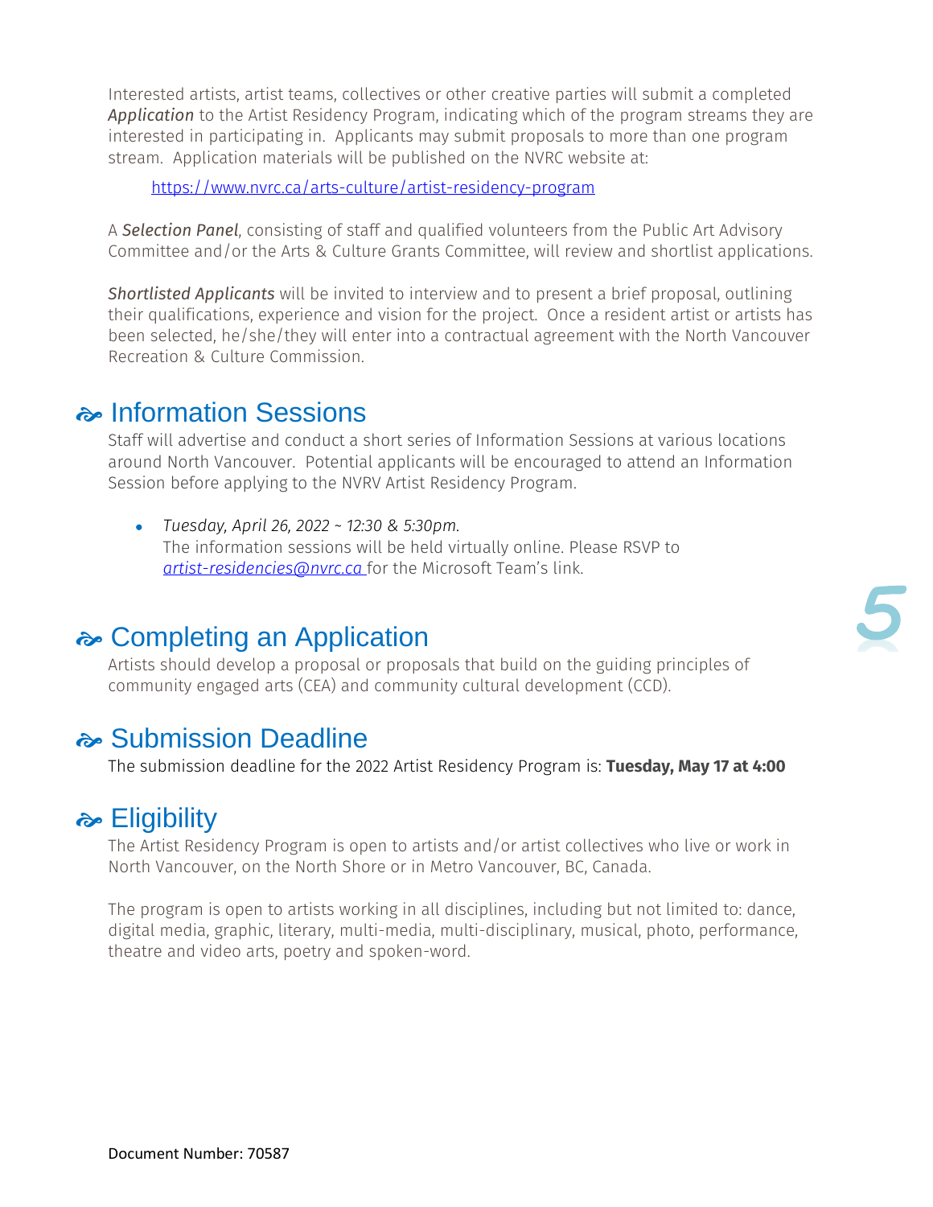Interested artists, artist teams, collectives or other creative parties will submit a completed ***Application*** to the Artist Residency Program, indicating which of the program streams they are interested in participating in. Applicants may submit proposals to more than one program stream. Application materials will be published on the NVRC website at:

https://www.nvrc.ca/arts-culture/artist-residency-program

A ***Selection Panel***, consisting of staff and qualified volunteers from the Public Art Advisory Committee and/or the Arts & Culture Grants Committee, will review and shortlist applications.

***Shortlisted Applicants*** will be invited to interview and to present a brief proposal, outlining their qualifications, experience and vision for the project. Once a resident artist or artists has been selected, he/she/they will enter into a contractual agreement with the North Vancouver Recreation & Culture Commission.

## Information Sessions

Staff will advertise and conduct a short series of Information Sessions at various locations around North Vancouver. Potential applicants will be encouraged to attend an Information Session before applying to the NVRV Artist Residency Program.

- *Tuesday, April 26, 2022 ~ 12:30 & 5:30pm.*
  The information sessions will be held virtually online. Please RSVP to *artist-residencies@nvrc.ca* for the Microsoft Team's link.

## Completing an Application

Artists should develop a proposal or proposals that build on the guiding principles of community engaged arts (CEA) and community cultural development (CCD).

## Submission Deadline

The submission deadline for the 2022 Artist Residency Program is: **Tuesday, May 17 at 4:00**

## Eligibility

The Artist Residency Program is open to artists and/or artist collectives who live or work in North Vancouver, on the North Shore or in Metro Vancouver, BC, Canada.

The program is open to artists working in all disciplines, including but not limited to: dance, digital media, graphic, literary, multi-media, multi-disciplinary, musical, photo, performance, theatre and video arts, poetry and spoken-word.

Document Number: 70587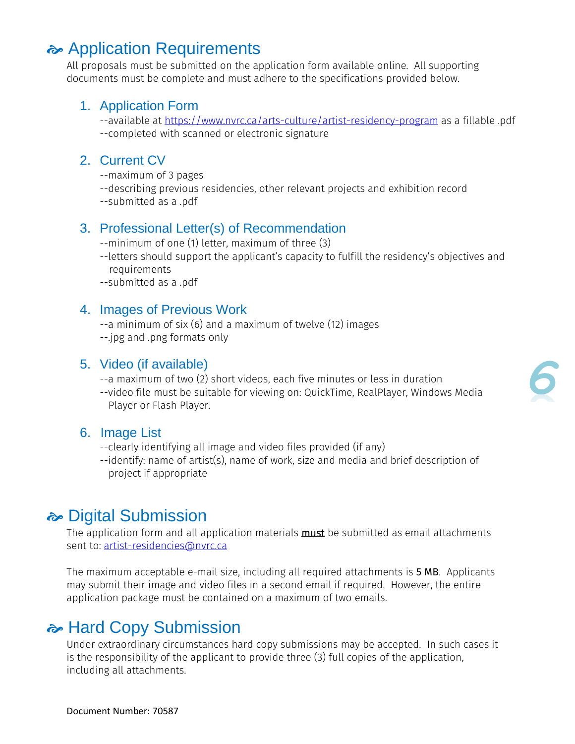## Application Requirements

All proposals must be submitted on the application form available online. All supporting documents must be complete and must adhere to the specifications provided below.

### 1. Application Form

--available at https://www.nvrc.ca/arts-culture/artist-residency-program as a fillable .pdf
--completed with scanned or electronic signature

### 2. Current CV

--maximum of 3 pages
--describing previous residencies, other relevant projects and exhibition record
--submitted as a .pdf

### 3. Professional Letter(s) of Recommendation

--minimum of one (1) letter, maximum of three (3)
--letters should support the applicant's capacity to fulfill the residency's objectives and requirements
--submitted as a .pdf

### 4. Images of Previous Work

--a minimum of six (6) and a maximum of twelve (12) images
--.jpg and .png formats only

### 5. Video (if available)

--a maximum of two (2) short videos, each five minutes or less in duration
--video file must be suitable for viewing on: QuickTime, RealPlayer, Windows Media Player or Flash Player.

### 6. Image List

--clearly identifying all image and video files provided (if any)
--identify: name of artist(s), name of work, size and media and brief description of project if appropriate

## Digital Submission

The application form and all application materials must be submitted as email attachments sent to: artist-residencies@nvrc.ca

The maximum acceptable e-mail size, including all required attachments is 5 MB. Applicants may submit their image and video files in a second email if required. However, the entire application package must be contained on a maximum of two emails.

## Hard Copy Submission

Under extraordinary circumstances hard copy submissions may be accepted. In such cases it is the responsibility of the applicant to provide three (3) full copies of the application, including all attachments.

Document Number: 70587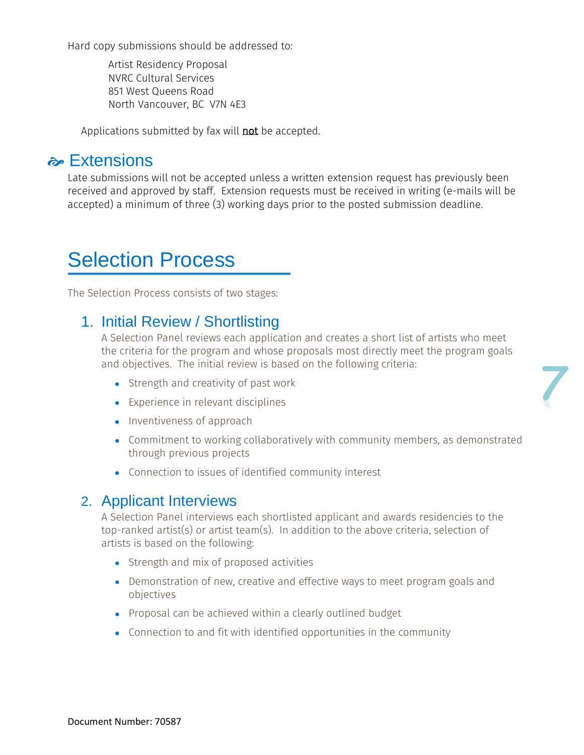Hard copy submissions should be addressed to:

Artist Residency Proposal  
NVRC Cultural Services  
851 West Queens Road  
North Vancouver, BC V7N 4E3

Applications submitted by fax will not be accepted.

## Extensions

Late submissions will not be accepted unless a written extension request has previously been received and approved by staff. Extension requests must be received in writing (e-mails will be accepted) a minimum of three (3) working days prior to the posted submission deadline.

# Selection Process

The Selection Process consists of two stages:

## 1. Initial Review / Shortlisting

A Selection Panel reviews each application and creates a short list of artists who meet the criteria for the program and whose proposals most directly meet the program goals and objectives. The initial review is based on the following criteria:

- Strength and creativity of past work
- Experience in relevant disciplines
- Inventiveness of approach
- Commitment to working collaboratively with community members, as demonstrated through previous projects
- Connection to issues of identified community interest

## 2. Applicant Interviews

A Selection Panel interviews each shortlisted applicant and awards residencies to the top-ranked artist(s) or artist team(s). In addition to the above criteria, selection of artists is based on the following:

- Strength and mix of proposed activities
- Demonstration of new, creative and effective ways to meet program goals and objectives
- Proposal can be achieved within a clearly outlined budget
- Connection to and fit with identified opportunities in the community

Document Number: 70587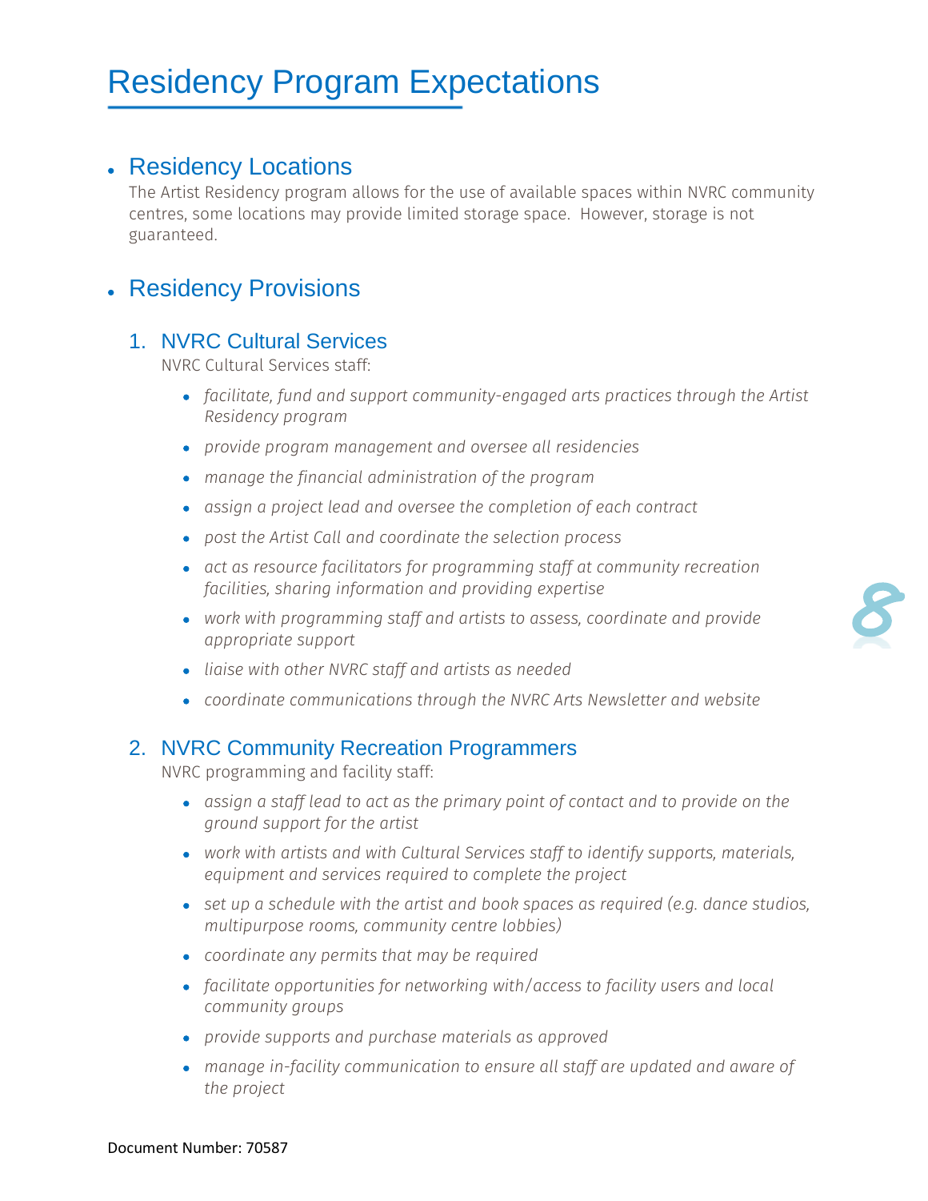# Residency Program Expectations

- ## Residency Locations

  The Artist Residency program allows for the use of available spaces within NVRC community centres, some locations may provide limited storage space. However, storage is not guaranteed.

- ## Residency Provisions

### 1. NVRC Cultural Services

NVRC Cultural Services staff:

- *facilitate, fund and support community-engaged arts practices through the Artist Residency program*
- *provide program management and oversee all residencies*
- *manage the financial administration of the program*
- *assign a project lead and oversee the completion of each contract*
- *post the Artist Call and coordinate the selection process*
- *act as resource facilitators for programming staff at community recreation facilities, sharing information and providing expertise*
- *work with programming staff and artists to assess, coordinate and provide appropriate support*
- *liaise with other NVRC staff and artists as needed*
- *coordinate communications through the NVRC Arts Newsletter and website*

### 2. NVRC Community Recreation Programmers

NVRC programming and facility staff:

- *assign a staff lead to act as the primary point of contact and to provide on the ground support for the artist*
- *work with artists and with Cultural Services staff to identify supports, materials, equipment and services required to complete the project*
- *set up a schedule with the artist and book spaces as required (e.g. dance studios, multipurpose rooms, community centre lobbies)*
- *coordinate any permits that may be required*
- *facilitate opportunities for networking with/access to facility users and local community groups*
- *provide supports and purchase materials as approved*
- *manage in-facility communication to ensure all staff are updated and aware of the project*

Document Number: 70587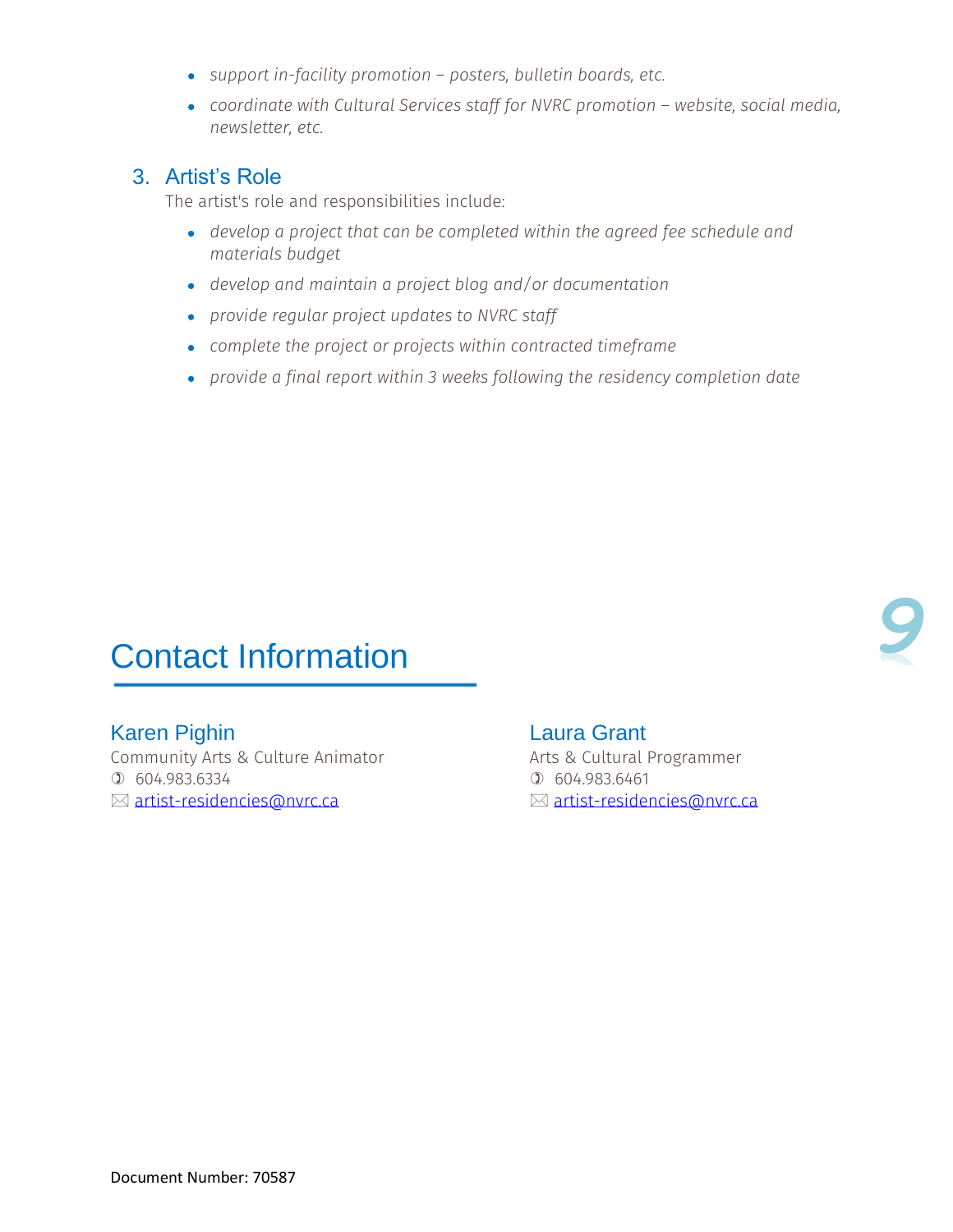- *support in-facility promotion – posters, bulletin boards, etc.*
- *coordinate with Cultural Services staff for NVRC promotion – website, social media, newsletter, etc.*

### 3. Artist's Role

The artist's role and responsibilities include:

- *develop a project that can be completed within the agreed fee schedule and materials budget*
- *develop and maintain a project blog and/or documentation*
- *provide regular project updates to NVRC staff*
- *complete the project or projects within contracted timeframe*
- *provide a final report within 3 weeks following the residency completion date*

## Contact Information

### Karen Pighin

Community Arts & Culture Animator
✆ 604.983.6334
✉ artist-residencies@nvrc.ca

### Laura Grant

Arts & Cultural Programmer
✆ 604.983.6461
✉ artist-residencies@nvrc.ca

Document Number: 70587